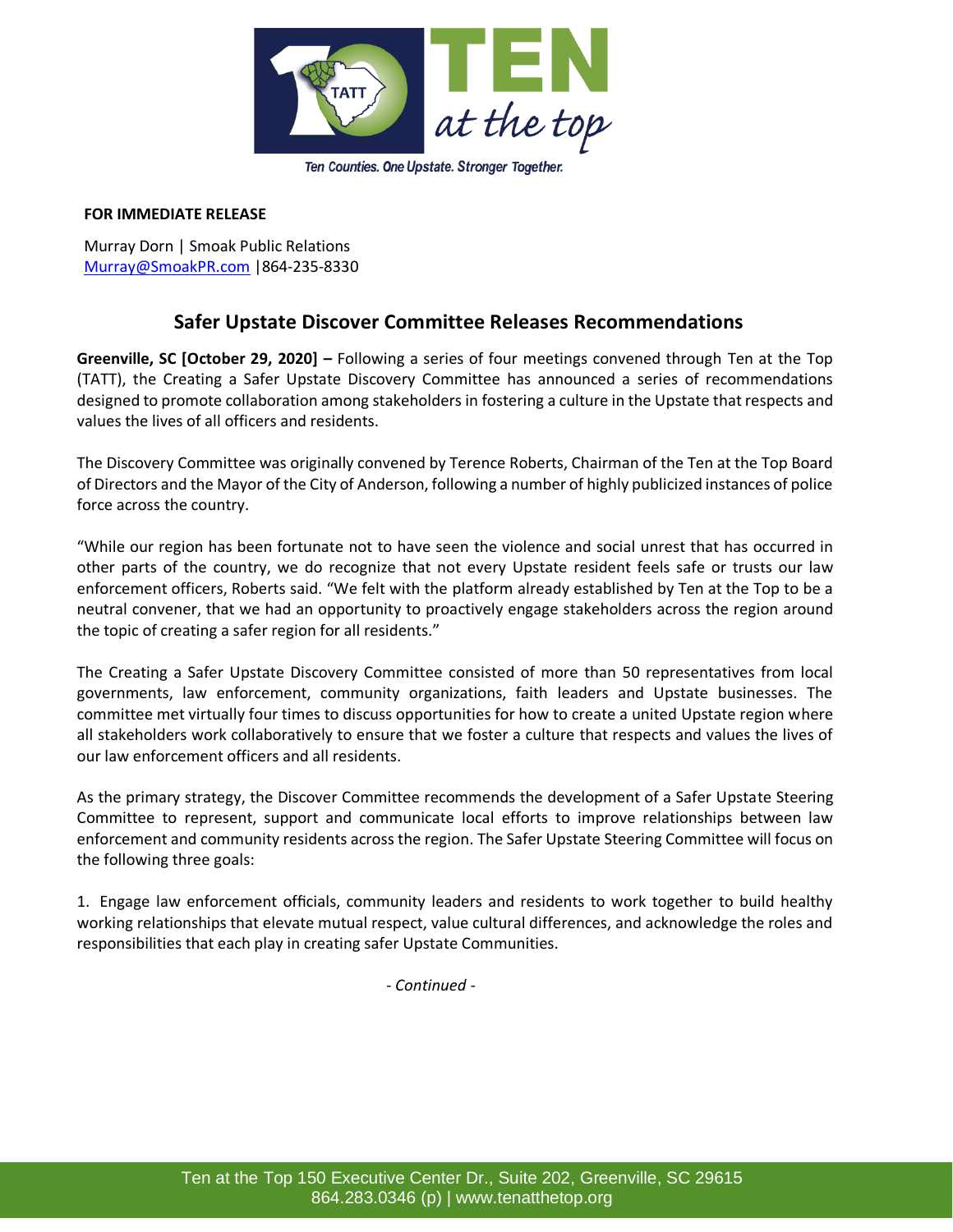Ten Counties. One Upstate. Stronger Together.

**FOR IMMEDIATE RELEASE**

Murray Dorn | Smoak Public Relations
Murray@SmoakPR.com |864-235-8330

## Safer Upstate Discover Committee Releases Recommendations

**Greenville, SC [October 29, 2020] –** Following a series of four meetings convened through Ten at the Top (TATT), the Creating a Safer Upstate Discovery Committee has announced a series of recommendations designed to promote collaboration among stakeholders in fostering a culture in the Upstate that respects and values the lives of all officers and residents.

The Discovery Committee was originally convened by Terence Roberts, Chairman of the Ten at the Top Board of Directors and the Mayor of the City of Anderson, following a number of highly publicized instances of police force across the country.

"While our region has been fortunate not to have seen the violence and social unrest that has occurred in other parts of the country, we do recognize that not every Upstate resident feels safe or trusts our law enforcement officers, Roberts said. "We felt with the platform already established by Ten at the Top to be a neutral convener, that we had an opportunity to proactively engage stakeholders across the region around the topic of creating a safer region for all residents."

The Creating a Safer Upstate Discovery Committee consisted of more than 50 representatives from local governments, law enforcement, community organizations, faith leaders and Upstate businesses. The committee met virtually four times to discuss opportunities for how to create a united Upstate region where all stakeholders work collaboratively to ensure that we foster a culture that respects and values the lives of our law enforcement officers and all residents.

As the primary strategy, the Discover Committee recommends the development of a Safer Upstate Steering Committee to represent, support and communicate local efforts to improve relationships between law enforcement and community residents across the region. The Safer Upstate Steering Committee will focus on the following three goals:

1. Engage law enforcement officials, community leaders and residents to work together to build healthy working relationships that elevate mutual respect, value cultural differences, and acknowledge the roles and responsibilities that each play in creating safer Upstate Communities.

*- Continued -*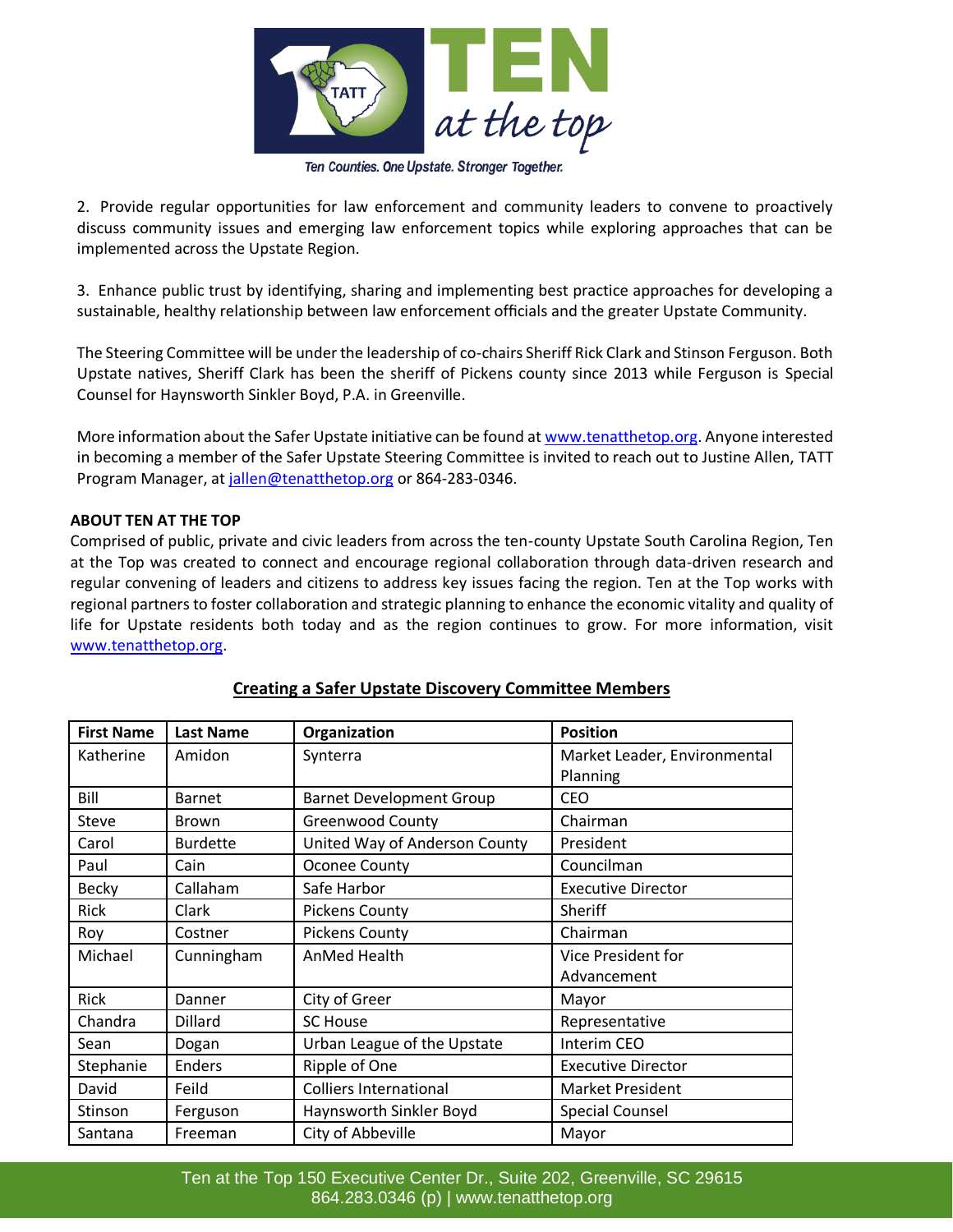2. Provide regular opportunities for law enforcement and community leaders to convene to proactively discuss community issues and emerging law enforcement topics while exploring approaches that can be implemented across the Upstate Region.

3. Enhance public trust by identifying, sharing and implementing best practice approaches for developing a sustainable, healthy relationship between law enforcement officials and the greater Upstate Community.

The Steering Committee will be under the leadership of co-chairs Sheriff Rick Clark and Stinson Ferguson. Both Upstate natives, Sheriff Clark has been the sheriff of Pickens county since 2013 while Ferguson is Special Counsel for Haynsworth Sinkler Boyd, P.A. in Greenville.

More information about the Safer Upstate initiative can be found at www.tenatthetop.org. Anyone interested in becoming a member of the Safer Upstate Steering Committee is invited to reach out to Justine Allen, TATT Program Manager, at jallen@tenatthetop.org or 864-283-0346.

**ABOUT TEN AT THE TOP**

Comprised of public, private and civic leaders from across the ten-county Upstate South Carolina Region, Ten at the Top was created to connect and encourage regional collaboration through data-driven research and regular convening of leaders and citizens to address key issues facing the region. Ten at the Top works with regional partners to foster collaboration and strategic planning to enhance the economic vitality and quality of life for Upstate residents both today and as the region continues to grow. For more information, visit www.tenatthetop.org.

**Creating a Safer Upstate Discovery Committee Members**

| First Name | Last Name | Organization | Position |
|---|---|---|---|
| Katherine | Amidon | Synterra | Market Leader, Environmental Planning |
| Bill | Barnet | Barnet Development Group | CEO |
| Steve | Brown | Greenwood County | Chairman |
| Carol | Burdette | United Way of Anderson County | President |
| Paul | Cain | Oconee County | Councilman |
| Becky | Callaham | Safe Harbor | Executive Director |
| Rick | Clark | Pickens County | Sheriff |
| Roy | Costner | Pickens County | Chairman |
| Michael | Cunningham | AnMed Health | Vice President for Advancement |
| Rick | Danner | City of Greer | Mayor |
| Chandra | Dillard | SC House | Representative |
| Sean | Dogan | Urban League of the Upstate | Interim CEO |
| Stephanie | Enders | Ripple of One | Executive Director |
| David | Feild | Colliers International | Market President |
| Stinson | Ferguson | Haynsworth Sinkler Boyd | Special Counsel |
| Santana | Freeman | City of Abbeville | Mayor |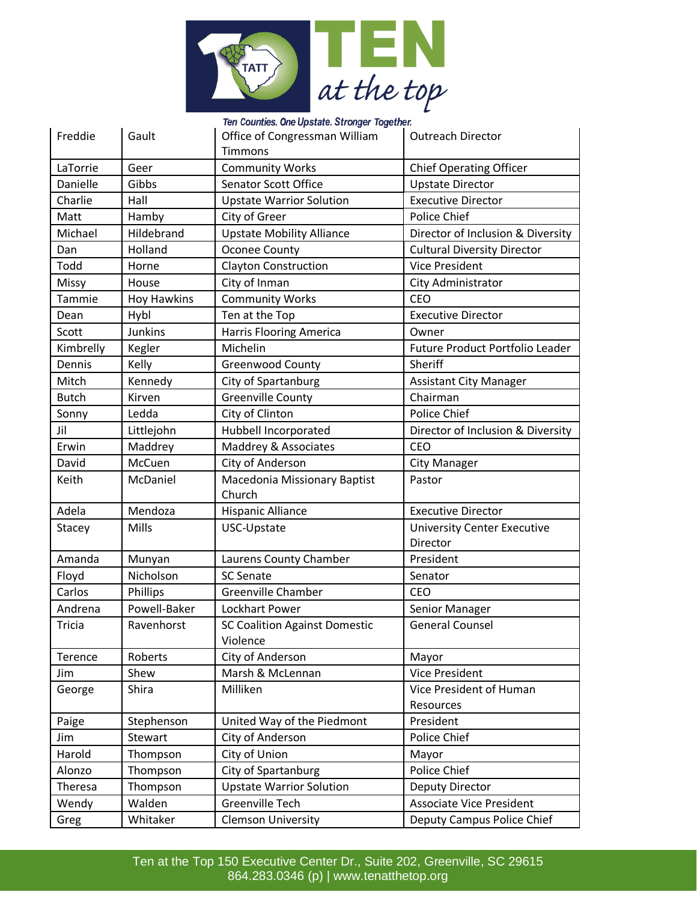| | | | |
|---|---|---|---|
| Freddie | Gault | Office of Congressman William Timmons | Outreach Director |
| LaTorrie | Geer | Community Works | Chief Operating Officer |
| Danielle | Gibbs | Senator Scott Office | Upstate Director |
| Charlie | Hall | Upstate Warrior Solution | Executive Director |
| Matt | Hamby | City of Greer | Police Chief |
| Michael | Hildebrand | Upstate Mobility Alliance | Director of Inclusion & Diversity |
| Dan | Holland | Oconee County | Cultural Diversity Director |
| Todd | Horne | Clayton Construction | Vice President |
| Missy | House | City of Inman | City Administrator |
| Tammie | Hoy Hawkins | Community Works | CEO |
| Dean | Hybl | Ten at the Top | Executive Director |
| Scott | Junkins | Harris Flooring America | Owner |
| Kimbrelly | Kegler | Michelin | Future Product Portfolio Leader |
| Dennis | Kelly | Greenwood County | Sheriff |
| Mitch | Kennedy | City of Spartanburg | Assistant City Manager |
| Butch | Kirven | Greenville County | Chairman |
| Sonny | Ledda | City of Clinton | Police Chief |
| Jil | Littlejohn | Hubbell Incorporated | Director of Inclusion & Diversity |
| Erwin | Maddrey | Maddrey & Associates | CEO |
| David | McCuen | City of Anderson | City Manager |
| Keith | McDaniel | Macedonia Missionary Baptist Church | Pastor |
| Adela | Mendoza | Hispanic Alliance | Executive Director |
| Stacey | Mills | USC-Upstate | University Center Executive Director |
| Amanda | Munyan | Laurens County Chamber | President |
| Floyd | Nicholson | SC Senate | Senator |
| Carlos | Phillips | Greenville Chamber | CEO |
| Andrena | Powell-Baker | Lockhart Power | Senior Manager |
| Tricia | Ravenhorst | SC Coalition Against Domestic Violence | General Counsel |
| Terence | Roberts | City of Anderson | Mayor |
| Jim | Shew | Marsh & McLennan | Vice President |
| George | Shira | Milliken | Vice President of Human Resources |
| Paige | Stephenson | United Way of the Piedmont | President |
| Jim | Stewart | City of Anderson | Police Chief |
| Harold | Thompson | City of Union | Mayor |
| Alonzo | Thompson | City of Spartanburg | Police Chief |
| Theresa | Thompson | Upstate Warrior Solution | Deputy Director |
| Wendy | Walden | Greenville Tech | Associate Vice President |
| Greg | Whitaker | Clemson University | Deputy Campus Police Chief |